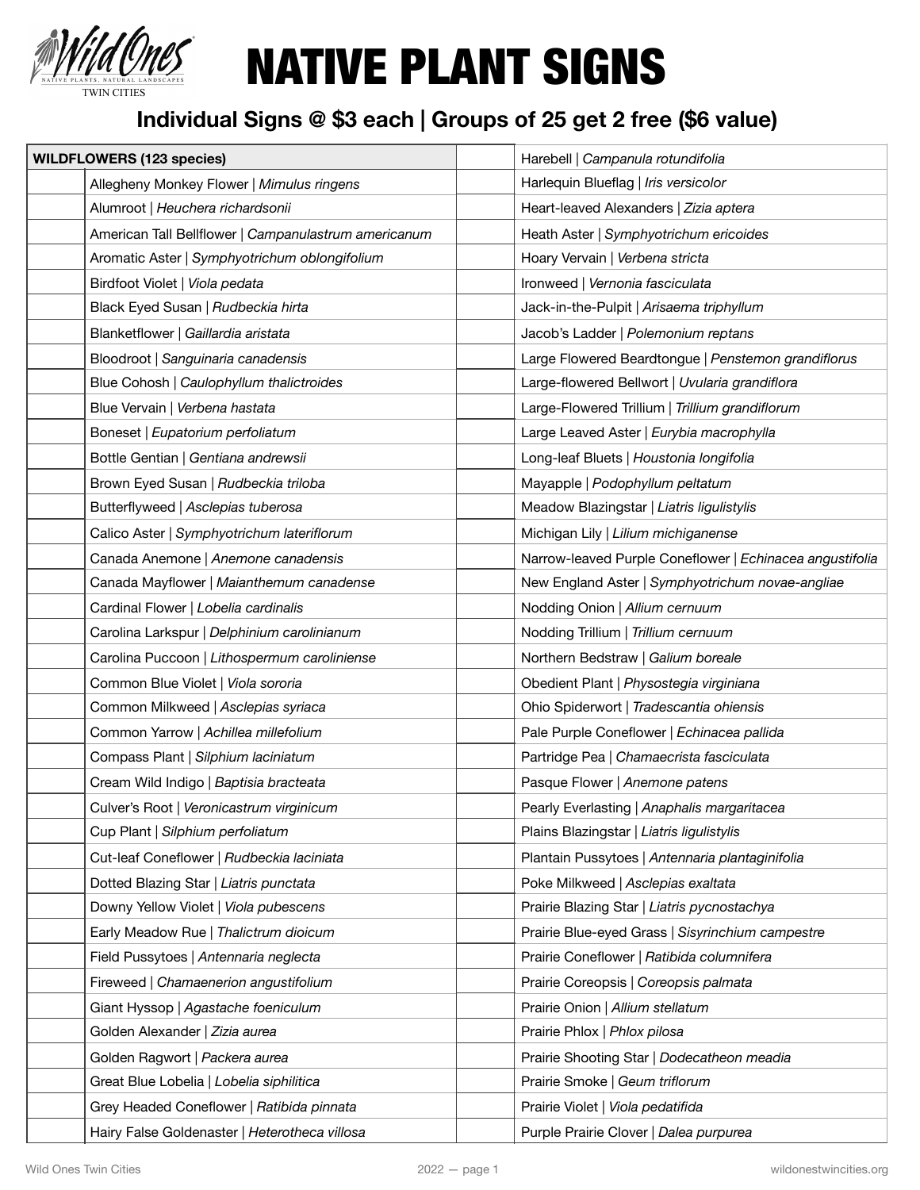# NATIVE PLANT SIGNS

Wild Ones — Native Plants, Natural Landscapes — Twin Cities

## Individual Signs @ $3 each | Groups of 25 get 2 free ($6 value)

| | **WILDFLOWERS (123 species)** | | |
|---|---|---|---|
| | Allegheny Monkey Flower \| *Mimulus ringens* | | Harebell \| *Campanula rotundifolia* |
| | Alumroot \| *Heuchera richardsonii* | | Harlequin Blueflag \| *Iris versicolor* |
| | American Tall Bellflower \| *Campanulastrum americanum* | | Heart-leaved Alexanders \| *Zizia aptera* |
| | Aromatic Aster \| *Symphyotrichum oblongifolium* | | Heath Aster \| *Symphyotrichum ericoides* |
| | Birdfoot Violet \| *Viola pedata* | | Hoary Vervain \| *Verbena stricta* |
| | Black Eyed Susan \| *Rudbeckia hirta* | | Ironweed \| *Vernonia fasciculata* |
| | Blanketflower \| *Gaillardia aristata* | | Jack-in-the-Pulpit \| *Arisaema triphyllum* |
| | Bloodroot \| *Sanguinaria canadensis* | | Jacob's Ladder \| *Polemonium reptans* |
| | Blue Cohosh \| *Caulophyllum thalictroides* | | Large Flowered Beardtongue \| *Penstemon grandiflorus* |
| | Blue Vervain \| *Verbena hastata* | | Large-flowered Bellwort \| *Uvularia grandiflora* |
| | Boneset \| *Eupatorium perfoliatum* | | Large-Flowered Trillium \| *Trillium grandiflorum* |
| | Bottle Gentian \| *Gentiana andrewsii* | | Large Leaved Aster \| *Eurybia macrophylla* |
| | Brown Eyed Susan \| *Rudbeckia triloba* | | Long-leaf Bluets \| *Houstonia longifolia* |
| | Butterflyweed \| *Asclepias tuberosa* | | Mayapple \| *Podophyllum peltatum* |
| | Calico Aster \| *Symphyotrichum lateriflorum* | | Meadow Blazingstar \| *Liatris ligulistylis* |
| | Canada Anemone \| *Anemone canadensis* | | Michigan Lily \| *Lilium michiganense* |
| | Canada Mayflower \| *Maianthemum canadense* | | Narrow-leaved Purple Coneflower \| *Echinacea angustifolia* |
| | Cardinal Flower \| *Lobelia cardinalis* | | New England Aster \| *Symphyotrichum novae-angliae* |
| | Carolina Larkspur \| *Delphinium carolinianum* | | Nodding Onion \| *Allium cernuum* |
| | Carolina Puccoon \| *Lithospermum caroliniense* | | Nodding Trillium \| *Trillium cernuum* |
| | Common Blue Violet \| *Viola sororia* | | Northern Bedstraw \| *Galium boreale* |
| | Common Milkweed \| *Asclepias syriaca* | | Obedient Plant \| *Physostegia virginiana* |
| | Common Yarrow \| *Achillea millefolium* | | Ohio Spiderwort \| *Tradescantia ohiensis* |
| | Compass Plant \| *Silphium laciniatum* | | Pale Purple Coneflower \| *Echinacea pallida* |
| | Cream Wild Indigo \| *Baptisia bracteata* | | Partridge Pea \| *Chamaecrista fasciculata* |
| | Culver's Root \| *Veronicastrum virginicum* | | Pasque Flower \| *Anemone patens* |
| | Cup Plant \| *Silphium perfoliatum* | | Pearly Everlasting \| *Anaphalis margaritacea* |
| | Cut-leaf Coneflower \| *Rudbeckia laciniata* | | Plains Blazingstar \| *Liatris ligulistylis* |
| | Dotted Blazing Star \| *Liatris punctata* | | Plantain Pussytoes \| *Antennaria plantaginifolia* |
| | Downy Yellow Violet \| *Viola pubescens* | | Poke Milkweed \| *Asclepias exaltata* |
| | Early Meadow Rue \| *Thalictrum dioicum* | | Prairie Blazing Star \| *Liatris pycnostachya* |
| | Field Pussytoes \| *Antennaria neglecta* | | Prairie Blue-eyed Grass \| *Sisyrinchium campestre* |
| | Fireweed \| *Chamaenerion angustifolium* | | Prairie Coneflower \| *Ratibida columnifera* |
| | Giant Hyssop \| *Agastache foeniculum* | | Prairie Coreopsis \| *Coreopsis palmata* |
| | Golden Alexander \| *Zizia aurea* | | Prairie Onion \| *Allium stellatum* |
| | Golden Ragwort \| *Packera aurea* | | Prairie Phlox \| *Phlox pilosa* |
| | Great Blue Lobelia \| *Lobelia siphilitica* | | Prairie Shooting Star \| *Dodecatheon meadia* |
| | Grey Headed Coneflower \| *Ratibida pinnata* | | Prairie Smoke \| *Geum triflorum* |
| | Hairy False Goldenaster \| *Heterotheca villosa* | | Prairie Violet \| *Viola pedatifida* |
| | | | Purple Prairie Clover \| *Dalea purpurea* |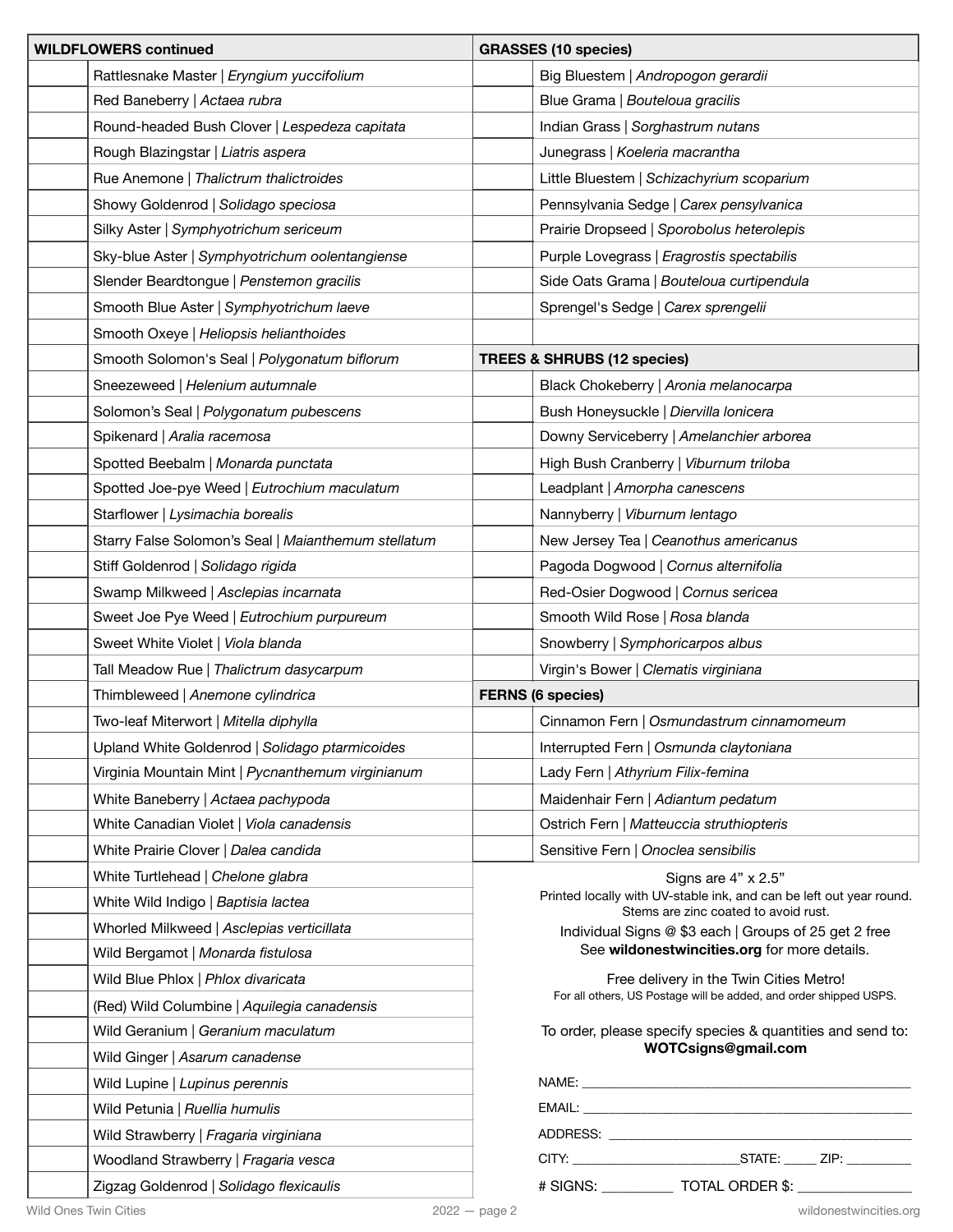| | WILDFLOWERS continued |
|---|---|
| | Rattlesnake Master \| *Eryngium yuccifolium* |
| | Red Baneberry \| *Actaea rubra* |
| | Round-headed Bush Clover \| *Lespedeza capitata* |
| | Rough Blazingstar \| *Liatris aspera* |
| | Rue Anemone \| *Thalictrum thalictroides* |
| | Showy Goldenrod \| *Solidago speciosa* |
| | Silky Aster \| *Symphyotrichum sericeum* |
| | Sky-blue Aster \| *Symphyotrichum oolentangiense* |
| | Slender Beardtongue \| *Penstemon gracilis* |
| | Smooth Blue Aster \| *Symphyotrichum laeve* |
| | Smooth Oxeye \| *Heliopsis helianthoides* |
| | Smooth Solomon's Seal \| *Polygonatum biflorum* |
| | Sneezeweed \| *Helenium autumnale* |
| | Solomon's Seal \| *Polygonatum pubescens* |
| | Spikenard \| *Aralia racemosa* |
| | Spotted Beebalm \| *Monarda punctata* |
| | Spotted Joe-pye Weed \| *Eutrochium maculatum* |
| | Starflower \| *Lysimachia borealis* |
| | Starry False Solomon's Seal \| *Maianthemum stellatum* |
| | Stiff Goldenrod \| *Solidago rigida* |
| | Swamp Milkweed \| *Asclepias incarnata* |
| | Sweet Joe Pye Weed \| *Eutrochium purpureum* |
| | Sweet White Violet \| *Viola blanda* |
| | Tall Meadow Rue \| *Thalictrum dasycarpum* |
| | Thimbleweed \| *Anemone cylindrica* |
| | Two-leaf Miterwort \| *Mitella diphylla* |
| | Upland White Goldenrod \| *Solidago ptarmicoides* |
| | Virginia Mountain Mint \| *Pycnanthemum virginianum* |
| | White Baneberry \| *Actaea pachypoda* |
| | White Canadian Violet \| *Viola canadensis* |
| | White Prairie Clover \| *Dalea candida* |
| | White Turtlehead \| *Chelone glabra* |
| | White Wild Indigo \| *Baptisia lactea* |
| | Whorled Milkweed \| *Asclepias verticillata* |
| | Wild Bergamot \| *Monarda fistulosa* |
| | Wild Blue Phlox \| *Phlox divaricata* |
| | (Red) Wild Columbine \| *Aquilegia canadensis* |
| | Wild Geranium \| *Geranium maculatum* |
| | Wild Ginger \| *Asarum canadense* |
| | Wild Lupine \| *Lupinus perennis* |
| | Wild Petunia \| *Ruellia humulis* |
| | Wild Strawberry \| *Fragaria virginiana* |
| | Woodland Strawberry \| *Fragaria vesca* |
| | Zigzag Goldenrod \| *Solidago flexicaulis* |

| | GRASSES (10 species) |
|---|---|
| | Big Bluestem \| *Andropogon gerardii* |
| | Blue Grama \| *Bouteloua gracilis* |
| | Indian Grass \| *Sorghastrum nutans* |
| | Junegrass \| *Koeleria macrantha* |
| | Little Bluestem \| *Schizachyrium scoparium* |
| | Pennsylvania Sedge \| *Carex pensylvanica* |
| | Prairie Dropseed \| *Sporobolus heterolepis* |
| | Purple Lovegrass \| *Eragrostis spectabilis* |
| | Side Oats Grama \| *Bouteloua curtipendula* |
| | Sprengel's Sedge \| *Carex sprengelii* |

| | TREES & SHRUBS (12 species) |
|---|---|
| | Black Chokeberry \| *Aronia melanocarpa* |
| | Bush Honeysuckle \| *Diervilla lonicera* |
| | Downy Serviceberry \| *Amelanchier arborea* |
| | High Bush Cranberry \| *Viburnum triloba* |
| | Leadplant \| *Amorpha canescens* |
| | Nannyberry \| *Viburnum lentago* |
| | New Jersey Tea \| *Ceanothus americanus* |
| | Pagoda Dogwood \| *Cornus alternifolia* |
| | Red-Osier Dogwood \| *Cornus sericea* |
| | Smooth Wild Rose \| *Rosa blanda* |
| | Snowberry \| *Symphoricarpos albus* |
| | Virgin's Bower \| *Clematis virginiana* |

| | FERNS (6 species) |
|---|---|
| | Cinnamon Fern \| *Osmundastrum cinnamomeum* |
| | Interrupted Fern \| *Osmunda claytoniana* |
| | Lady Fern \| *Athyrium Filix-femina* |
| | Maidenhair Fern \| *Adiantum pedatum* |
| | Ostrich Fern \| *Matteuccia struthiopteris* |
| | Sensitive Fern \| *Onoclea sensibilis* |

Signs are 4" x 2.5"

Printed locally with UV-stable ink, and can be left out year round. Stems are zinc coated to avoid rust.

Individual Signs @ $3 each | Groups of 25 get 2 free

See **wildonestwincities.org** for more details.

Free delivery in the Twin Cities Metro!

For all others, US Postage will be added, and order shipped USPS.

To order, please specify species & quantities and send to:
**WOTCsigns@gmail.com**

NAME: ______________________________________________

EMAIL: ______________________________________________

ADDRESS: ___________________________________________

CITY: _______________________STATE: _____ ZIP: _________

# SIGNS: _________ TOTAL ORDER $: _______________